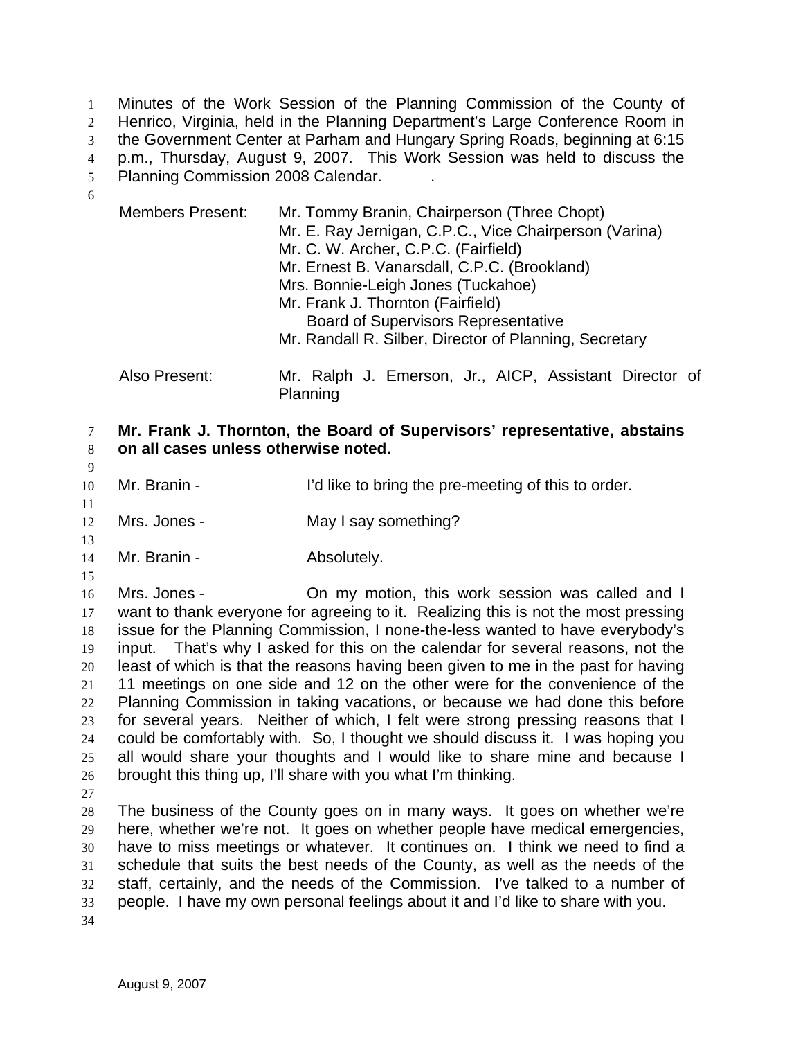Minutes of the Work Session of the Planning Commission of the County of Henrico, Virginia, held in the Planning Department's Large Conference Room in the Government Center at Parham and Hungary Spring Roads, beginning at 6:15 p.m., Thursday, August 9, 2007. This Work Session was held to discuss the Planning Commission 2008 Calendar.

| | |
|---|---|
| Members Present: | Mr. Tommy Branin, Chairperson (Three Chopt) |
| | Mr. E. Ray Jernigan, C.P.C., Vice Chairperson (Varina) |
| | Mr. C. W. Archer, C.P.C. (Fairfield) |
| | Mr. Ernest B. Vanarsdall, C.P.C. (Brookland) |
| | Mrs. Bonnie-Leigh Jones (Tuckahoe) |
| | Mr. Frank J. Thornton (Fairfield) Board of Supervisors Representative |
| | Mr. Randall R. Silber, Director of Planning, Secretary |
| Also Present: | Mr. Ralph J. Emerson, Jr., AICP, Assistant Director of Planning |

**Mr. Frank J. Thornton, the Board of Supervisors' representative, abstains on all cases unless otherwise noted.**

Mr. Branin - I'd like to bring the pre-meeting of this to order.

Mrs. Jones - May I say something?

Mr. Branin - Absolutely.

Mrs. Jones - On my motion, this work session was called and I want to thank everyone for agreeing to it. Realizing this is not the most pressing issue for the Planning Commission, I none-the-less wanted to have everybody's input. That's why I asked for this on the calendar for several reasons, not the least of which is that the reasons having been given to me in the past for having 11 meetings on one side and 12 on the other were for the convenience of the Planning Commission in taking vacations, or because we had done this before for several years. Neither of which, I felt were strong pressing reasons that I could be comfortably with. So, I thought we should discuss it. I was hoping you all would share your thoughts and I would like to share mine and because I brought this thing up, I'll share with you what I'm thinking.

The business of the County goes on in many ways. It goes on whether we're here, whether we're not. It goes on whether people have medical emergencies, have to miss meetings or whatever. It continues on. I think we need to find a schedule that suits the best needs of the County, as well as the needs of the staff, certainly, and the needs of the Commission. I've talked to a number of people. I have my own personal feelings about it and I'd like to share with you.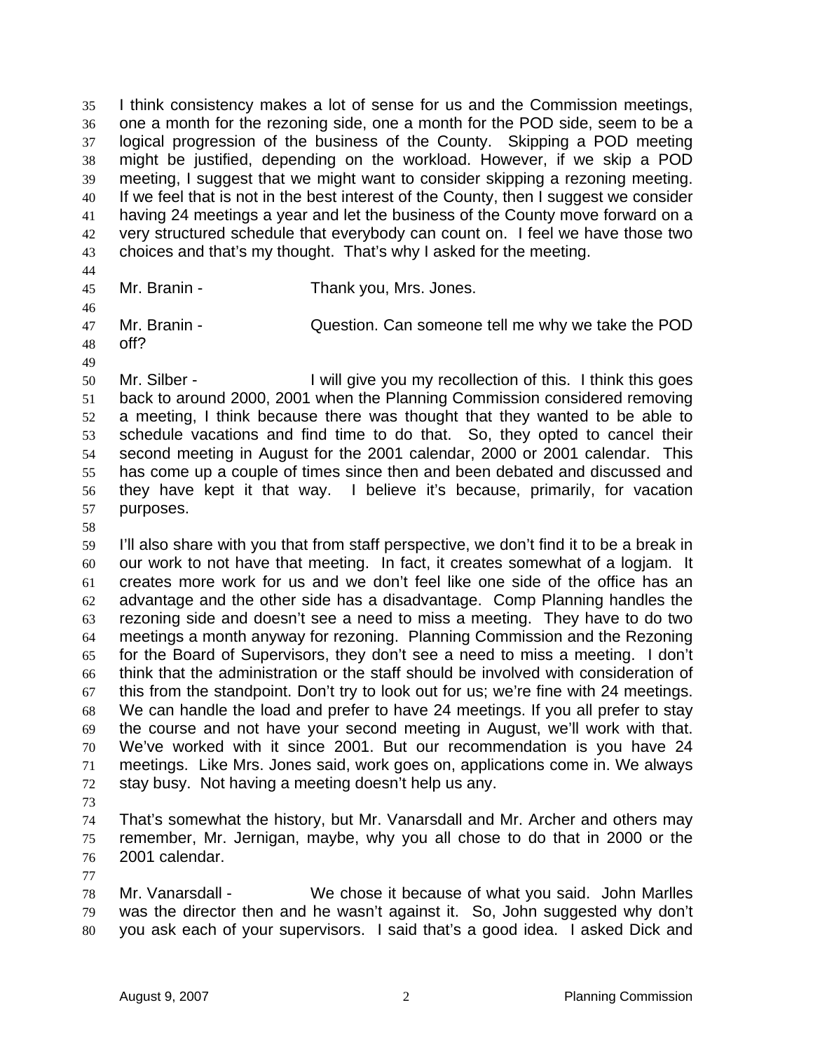I think consistency makes a lot of sense for us and the Commission meetings, one a month for the rezoning side, one a month for the POD side, seem to be a logical progression of the business of the County. Skipping a POD meeting might be justified, depending on the workload. However, if we skip a POD meeting, I suggest that we might want to consider skipping a rezoning meeting. If we feel that is not in the best interest of the County, then I suggest we consider having 24 meetings a year and let the business of the County move forward on a very structured schedule that everybody can count on. I feel we have those two choices and that's my thought. That's why I asked for the meeting.

Mr. Branin - Thank you, Mrs. Jones.

Mr. Branin - Question. Can someone tell me why we take the POD off?

Mr. Silber - I will give you my recollection of this. I think this goes back to around 2000, 2001 when the Planning Commission considered removing a meeting, I think because there was thought that they wanted to be able to schedule vacations and find time to do that. So, they opted to cancel their second meeting in August for the 2001 calendar, 2000 or 2001 calendar. This has come up a couple of times since then and been debated and discussed and they have kept it that way. I believe it's because, primarily, for vacation purposes.

I'll also share with you that from staff perspective, we don't find it to be a break in our work to not have that meeting. In fact, it creates somewhat of a logjam. It creates more work for us and we don't feel like one side of the office has an advantage and the other side has a disadvantage. Comp Planning handles the rezoning side and doesn't see a need to miss a meeting. They have to do two meetings a month anyway for rezoning. Planning Commission and the Rezoning for the Board of Supervisors, they don't see a need to miss a meeting. I don't think that the administration or the staff should be involved with consideration of this from the standpoint. Don't try to look out for us; we're fine with 24 meetings. We can handle the load and prefer to have 24 meetings. If you all prefer to stay the course and not have your second meeting in August, we'll work with that. We've worked with it since 2001. But our recommendation is you have 24 meetings. Like Mrs. Jones said, work goes on, applications come in. We always stay busy. Not having a meeting doesn't help us any.

That's somewhat the history, but Mr. Vanarsdall and Mr. Archer and others may remember, Mr. Jernigan, maybe, why you all chose to do that in 2000 or the 2001 calendar.

Mr. Vanarsdall - We chose it because of what you said. John Marlles was the director then and he wasn't against it. So, John suggested why don't you ask each of your supervisors. I said that's a good idea. I asked Dick and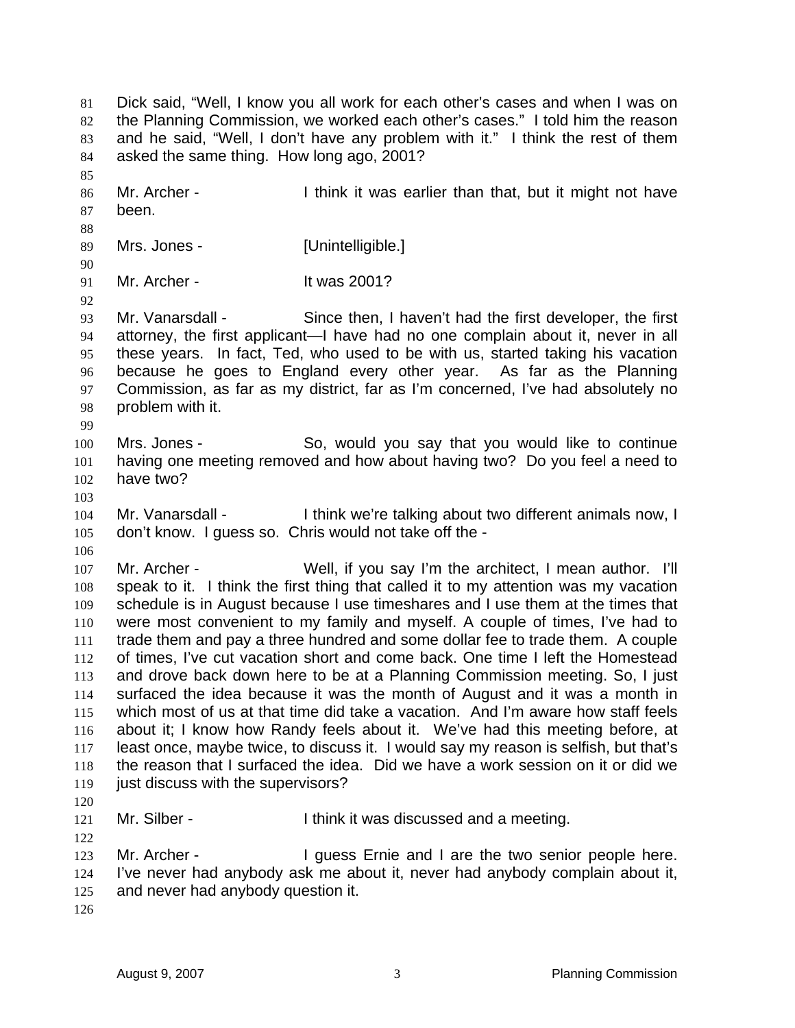Dick said, "Well, I know you all work for each other's cases and when I was on the Planning Commission, we worked each other's cases." I told him the reason and he said, "Well, I don't have any problem with it." I think the rest of them asked the same thing. How long ago, 2001?

Mr. Archer - I think it was earlier than that, but it might not have been.

Mrs. Jones - [Unintelligible.]

Mr. Archer - It was 2001?

Mr. Vanarsdall - Since then, I haven't had the first developer, the first attorney, the first applicant—I have had no one complain about it, never in all these years. In fact, Ted, who used to be with us, started taking his vacation because he goes to England every other year. As far as the Planning Commission, as far as my district, far as I'm concerned, I've had absolutely no problem with it.

Mrs. Jones - So, would you say that you would like to continue having one meeting removed and how about having two? Do you feel a need to have two?

Mr. Vanarsdall - I think we're talking about two different animals now, I don't know. I guess so. Chris would not take off the -

Mr. Archer - Well, if you say I'm the architect, I mean author. I'll speak to it. I think the first thing that called it to my attention was my vacation schedule is in August because I use timeshares and I use them at the times that were most convenient to my family and myself. A couple of times, I've had to trade them and pay a three hundred and some dollar fee to trade them. A couple of times, I've cut vacation short and come back. One time I left the Homestead and drove back down here to be at a Planning Commission meeting. So, I just surfaced the idea because it was the month of August and it was a month in which most of us at that time did take a vacation. And I'm aware how staff feels about it; I know how Randy feels about it. We've had this meeting before, at least once, maybe twice, to discuss it. I would say my reason is selfish, but that's the reason that I surfaced the idea. Did we have a work session on it or did we just discuss with the supervisors?

Mr. Silber - I think it was discussed and a meeting.

Mr. Archer - I guess Ernie and I are the two senior people here. I've never had anybody ask me about it, never had anybody complain about it, and never had anybody question it.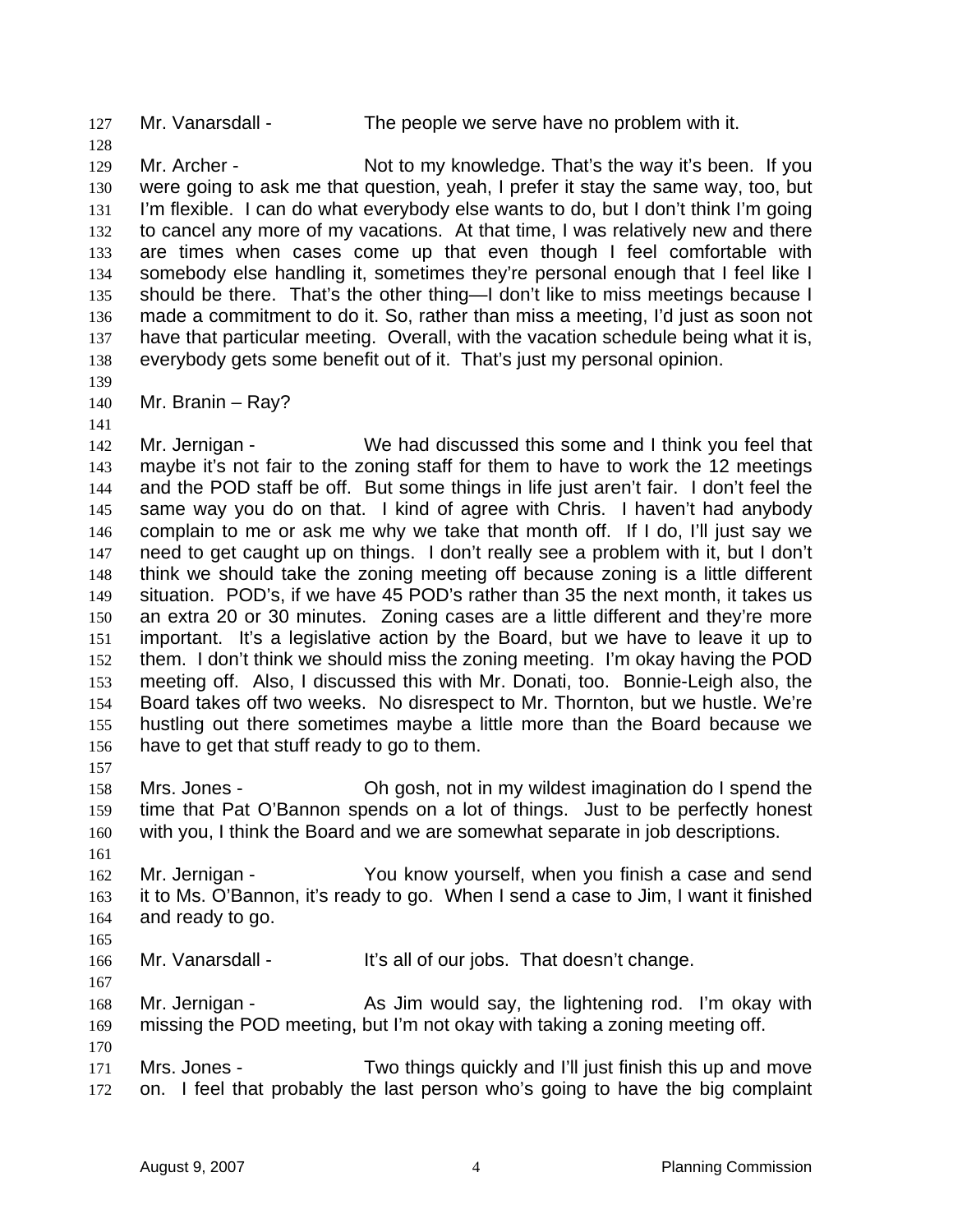Mr. Vanarsdall - The people we serve have no problem with it.

Mr. Archer - Not to my knowledge. That's the way it's been. If you were going to ask me that question, yeah, I prefer it stay the same way, too, but I'm flexible. I can do what everybody else wants to do, but I don't think I'm going to cancel any more of my vacations. At that time, I was relatively new and there are times when cases come up that even though I feel comfortable with somebody else handling it, sometimes they're personal enough that I feel like I should be there. That's the other thing—I don't like to miss meetings because I made a commitment to do it. So, rather than miss a meeting, I'd just as soon not have that particular meeting. Overall, with the vacation schedule being what it is, everybody gets some benefit out of it. That's just my personal opinion.

Mr. Branin – Ray?

Mr. Jernigan - We had discussed this some and I think you feel that maybe it's not fair to the zoning staff for them to have to work the 12 meetings and the POD staff be off. But some things in life just aren't fair. I don't feel the same way you do on that. I kind of agree with Chris. I haven't had anybody complain to me or ask me why we take that month off. If I do, I'll just say we need to get caught up on things. I don't really see a problem with it, but I don't think we should take the zoning meeting off because zoning is a little different situation. POD's, if we have 45 POD's rather than 35 the next month, it takes us an extra 20 or 30 minutes. Zoning cases are a little different and they're more important. It's a legislative action by the Board, but we have to leave it up to them. I don't think we should miss the zoning meeting. I'm okay having the POD meeting off. Also, I discussed this with Mr. Donati, too. Bonnie-Leigh also, the Board takes off two weeks. No disrespect to Mr. Thornton, but we hustle. We're hustling out there sometimes maybe a little more than the Board because we have to get that stuff ready to go to them.

Mrs. Jones - Oh gosh, not in my wildest imagination do I spend the time that Pat O'Bannon spends on a lot of things. Just to be perfectly honest with you, I think the Board and we are somewhat separate in job descriptions.

Mr. Jernigan - You know yourself, when you finish a case and send it to Ms. O'Bannon, it's ready to go. When I send a case to Jim, I want it finished and ready to go.

Mr. Vanarsdall - It's all of our jobs. That doesn't change.

Mr. Jernigan - As Jim would say, the lightening rod. I'm okay with missing the POD meeting, but I'm not okay with taking a zoning meeting off.

Mrs. Jones - Two things quickly and I'll just finish this up and move on. I feel that probably the last person who's going to have the big complaint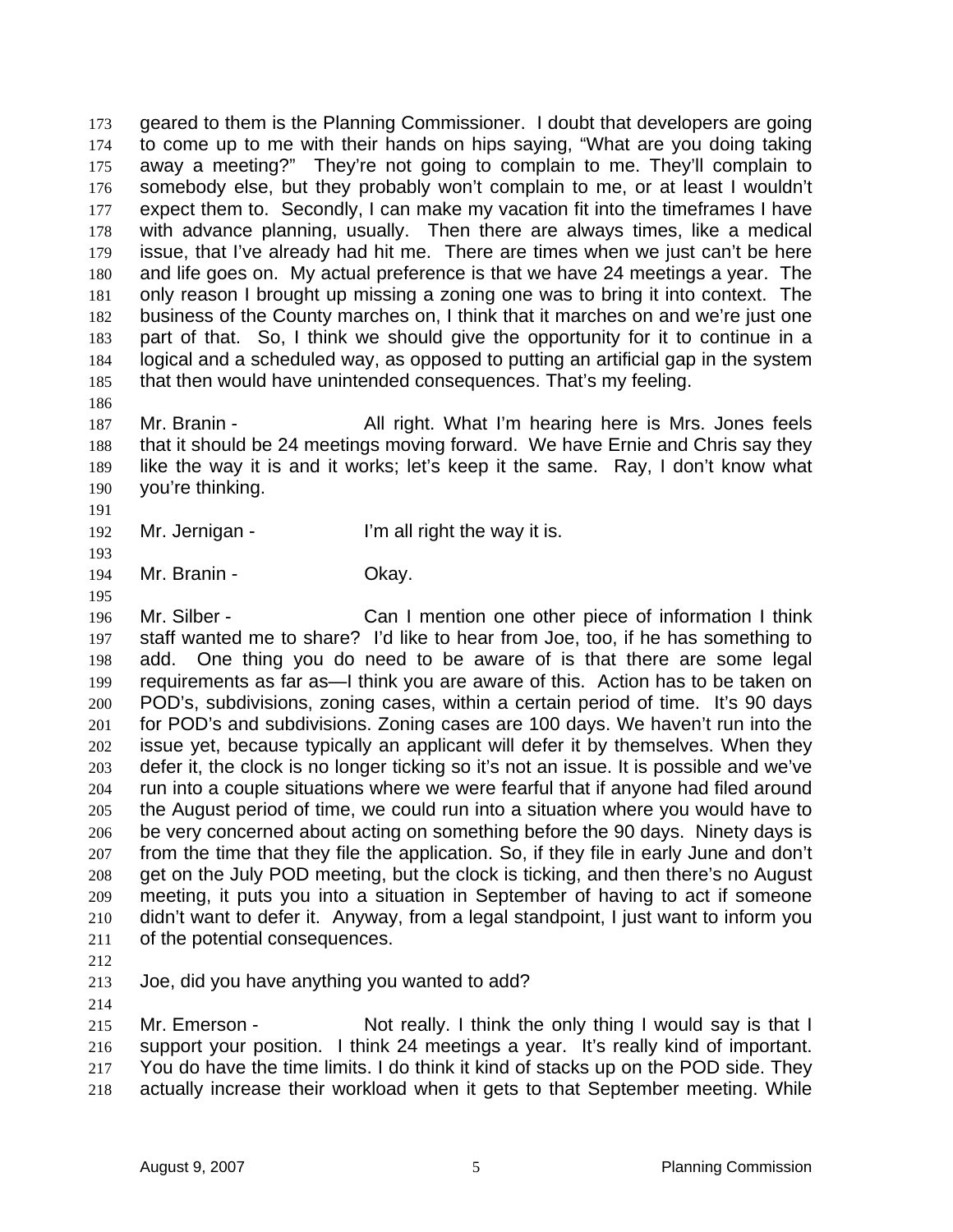geared to them is the Planning Commissioner. I doubt that developers are going to come up to me with their hands on hips saying, "What are you doing taking away a meeting?" They're not going to complain to me. They'll complain to somebody else, but they probably won't complain to me, or at least I wouldn't expect them to. Secondly, I can make my vacation fit into the timeframes I have with advance planning, usually. Then there are always times, like a medical issue, that I've already had hit me. There are times when we just can't be here and life goes on. My actual preference is that we have 24 meetings a year. The only reason I brought up missing a zoning one was to bring it into context. The business of the County marches on, I think that it marches on and we're just one part of that. So, I think we should give the opportunity for it to continue in a logical and a scheduled way, as opposed to putting an artificial gap in the system that then would have unintended consequences. That's my feeling.

Mr. Branin - All right. What I'm hearing here is Mrs. Jones feels that it should be 24 meetings moving forward. We have Ernie and Chris say they like the way it is and it works; let's keep it the same. Ray, I don't know what you're thinking.

Mr. Jernigan - I'm all right the way it is.

Mr. Branin - Okay.

Mr. Silber - Can I mention one other piece of information I think staff wanted me to share? I'd like to hear from Joe, too, if he has something to add. One thing you do need to be aware of is that there are some legal requirements as far as—I think you are aware of this. Action has to be taken on POD's, subdivisions, zoning cases, within a certain period of time. It's 90 days for POD's and subdivisions. Zoning cases are 100 days. We haven't run into the issue yet, because typically an applicant will defer it by themselves. When they defer it, the clock is no longer ticking so it's not an issue. It is possible and we've run into a couple situations where we were fearful that if anyone had filed around the August period of time, we could run into a situation where you would have to be very concerned about acting on something before the 90 days. Ninety days is from the time that they file the application. So, if they file in early June and don't get on the July POD meeting, but the clock is ticking, and then there's no August meeting, it puts you into a situation in September of having to act if someone didn't want to defer it. Anyway, from a legal standpoint, I just want to inform you of the potential consequences.

Joe, did you have anything you wanted to add?

Mr. Emerson - Not really. I think the only thing I would say is that I support your position. I think 24 meetings a year. It's really kind of important. You do have the time limits. I do think it kind of stacks up on the POD side. They actually increase their workload when it gets to that September meeting. While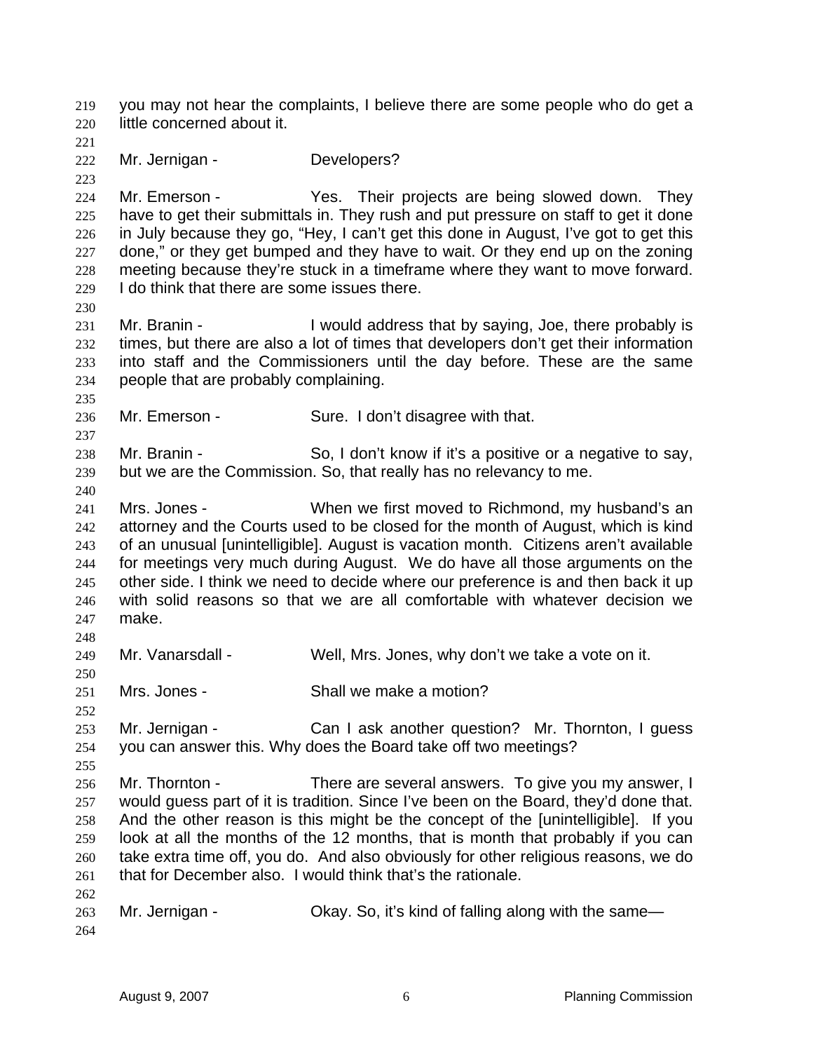you may not hear the complaints, I believe there are some people who do get a little concerned about it.

Mr. Jernigan - Developers?

Mr. Emerson - Yes. Their projects are being slowed down. They have to get their submittals in. They rush and put pressure on staff to get it done in July because they go, "Hey, I can't get this done in August, I've got to get this done," or they get bumped and they have to wait. Or they end up on the zoning meeting because they're stuck in a timeframe where they want to move forward. I do think that there are some issues there.

Mr. Branin - I would address that by saying, Joe, there probably is times, but there are also a lot of times that developers don't get their information into staff and the Commissioners until the day before. These are the same people that are probably complaining.

Mr. Emerson - Sure. I don't disagree with that.

Mr. Branin - So, I don't know if it's a positive or a negative to say, but we are the Commission. So, that really has no relevancy to me.

Mrs. Jones - When we first moved to Richmond, my husband's an attorney and the Courts used to be closed for the month of August, which is kind of an unusual [unintelligible]. August is vacation month. Citizens aren't available for meetings very much during August. We do have all those arguments on the other side. I think we need to decide where our preference is and then back it up with solid reasons so that we are all comfortable with whatever decision we make.

Mr. Vanarsdall - Well, Mrs. Jones, why don't we take a vote on it.

Mrs. Jones - Shall we make a motion?

Mr. Jernigan - Can I ask another question? Mr. Thornton, I guess you can answer this. Why does the Board take off two meetings?

Mr. Thornton - There are several answers. To give you my answer, I would guess part of it is tradition. Since I've been on the Board, they'd done that. And the other reason is this might be the concept of the [unintelligible]. If you look at all the months of the 12 months, that is month that probably if you can take extra time off, you do. And also obviously for other religious reasons, we do that for December also. I would think that's the rationale.

Mr. Jernigan - Okay. So, it's kind of falling along with the same—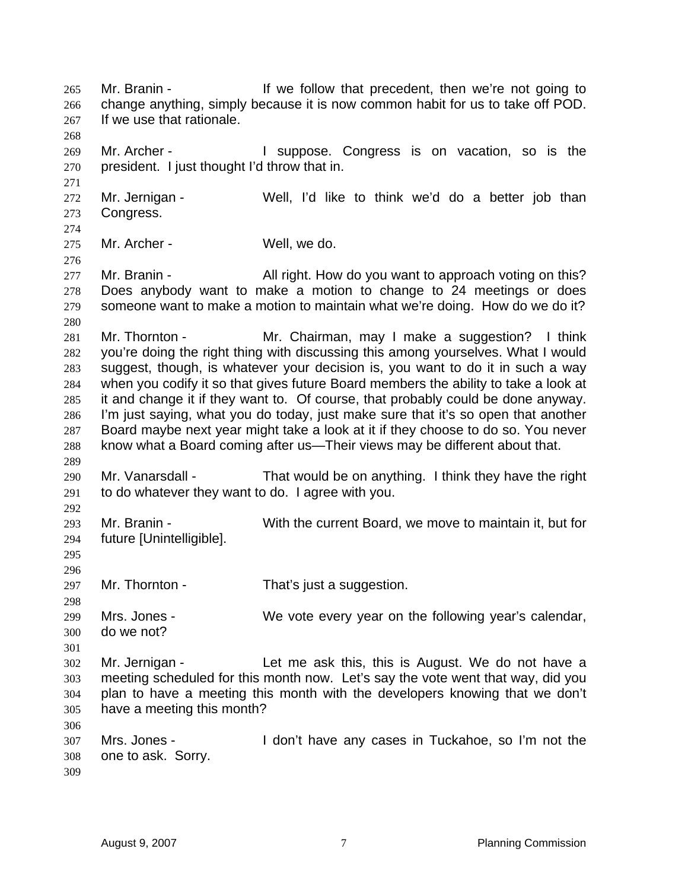Mr. Branin - If we follow that precedent, then we're not going to change anything, simply because it is now common habit for us to take off POD. If we use that rationale.

Mr. Archer - I suppose. Congress is on vacation, so is the president. I just thought I'd throw that in.

Mr. Jernigan - Well, I'd like to think we'd do a better job than Congress.

Mr. Archer - Well, we do.

Mr. Branin - All right. How do you want to approach voting on this? Does anybody want to make a motion to change to 24 meetings or does someone want to make a motion to maintain what we're doing. How do we do it?

Mr. Thornton - Mr. Chairman, may I make a suggestion? I think you're doing the right thing with discussing this among yourselves. What I would suggest, though, is whatever your decision is, you want to do it in such a way when you codify it so that gives future Board members the ability to take a look at it and change it if they want to. Of course, that probably could be done anyway. I'm just saying, what you do today, just make sure that it's so open that another Board maybe next year might take a look at it if they choose to do so. You never know what a Board coming after us—Their views may be different about that.

Mr. Vanarsdall - That would be on anything. I think they have the right to do whatever they want to do. I agree with you.

Mr. Branin - With the current Board, we move to maintain it, but for future [Unintelligible].

Mr. Thornton - That's just a suggestion.

Mrs. Jones - We vote every year on the following year's calendar, do we not?

Mr. Jernigan - Let me ask this, this is August. We do not have a meeting scheduled for this month now. Let's say the vote went that way, did you plan to have a meeting this month with the developers knowing that we don't have a meeting this month?

Mrs. Jones - I don't have any cases in Tuckahoe, so I'm not the one to ask. Sorry.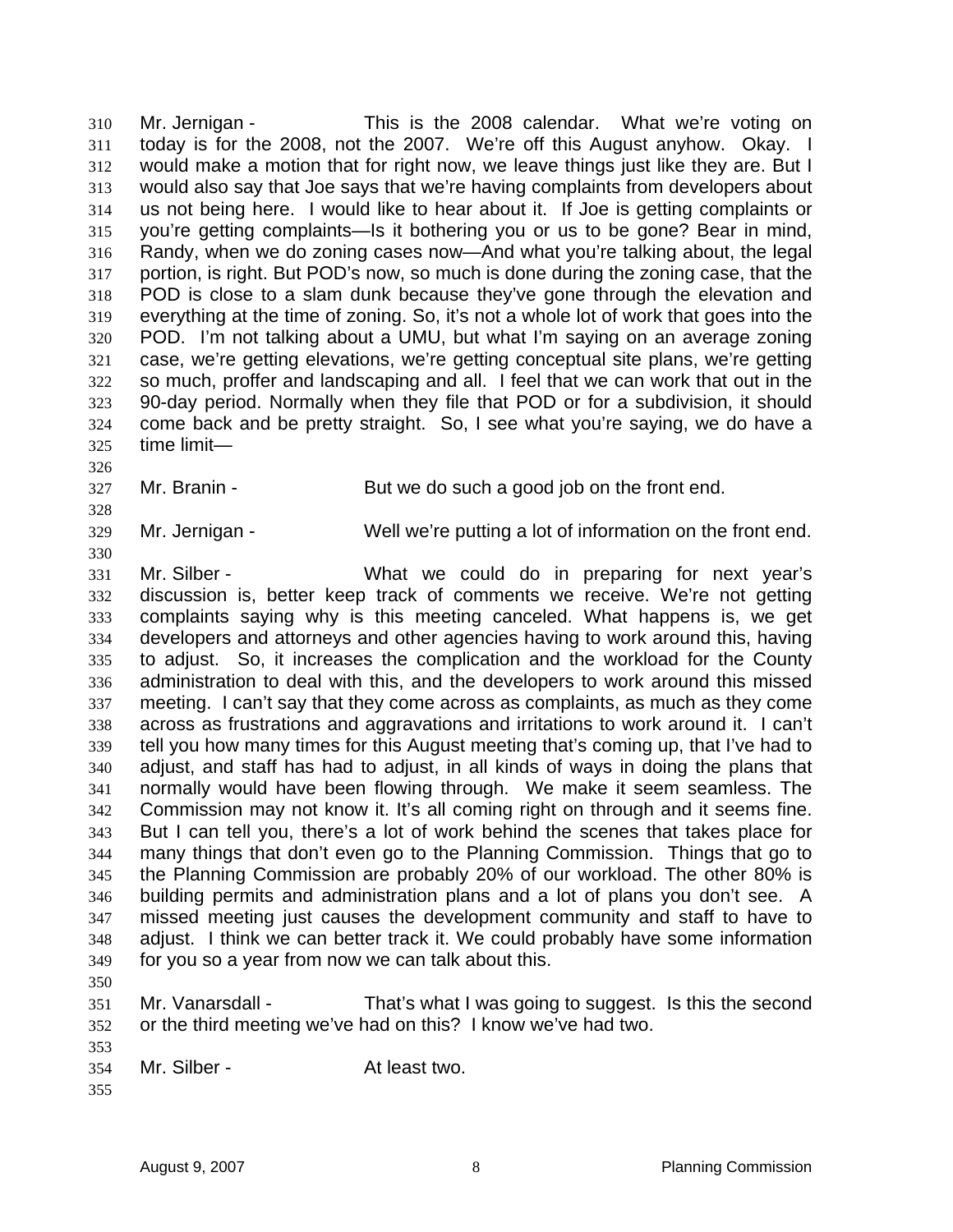Mr. Jernigan - This is the 2008 calendar. What we're voting on today is for the 2008, not the 2007. We're off this August anyhow. Okay. I would make a motion that for right now, we leave things just like they are. But I would also say that Joe says that we're having complaints from developers about us not being here. I would like to hear about it. If Joe is getting complaints or you're getting complaints—Is it bothering you or us to be gone? Bear in mind, Randy, when we do zoning cases now—And what you're talking about, the legal portion, is right. But POD's now, so much is done during the zoning case, that the POD is close to a slam dunk because they've gone through the elevation and everything at the time of zoning. So, it's not a whole lot of work that goes into the POD. I'm not talking about a UMU, but what I'm saying on an average zoning case, we're getting elevations, we're getting conceptual site plans, we're getting so much, proffer and landscaping and all. I feel that we can work that out in the 90-day period. Normally when they file that POD or for a subdivision, it should come back and be pretty straight. So, I see what you're saying, we do have a time limit—

Mr. Branin - But we do such a good job on the front end.

Mr. Jernigan - Well we're putting a lot of information on the front end.

Mr. Silber - What we could do in preparing for next year's discussion is, better keep track of comments we receive. We're not getting complaints saying why is this meeting canceled. What happens is, we get developers and attorneys and other agencies having to work around this, having to adjust. So, it increases the complication and the workload for the County administration to deal with this, and the developers to work around this missed meeting. I can't say that they come across as complaints, as much as they come across as frustrations and aggravations and irritations to work around it. I can't tell you how many times for this August meeting that's coming up, that I've had to adjust, and staff has had to adjust, in all kinds of ways in doing the plans that normally would have been flowing through. We make it seem seamless. The Commission may not know it. It's all coming right on through and it seems fine. But I can tell you, there's a lot of work behind the scenes that takes place for many things that don't even go to the Planning Commission. Things that go to the Planning Commission are probably 20% of our workload. The other 80% is building permits and administration plans and a lot of plans you don't see. A missed meeting just causes the development community and staff to have to adjust. I think we can better track it. We could probably have some information for you so a year from now we can talk about this.

Mr. Vanarsdall - That's what I was going to suggest. Is this the second or the third meeting we've had on this? I know we've had two.

Mr. Silber - At least two.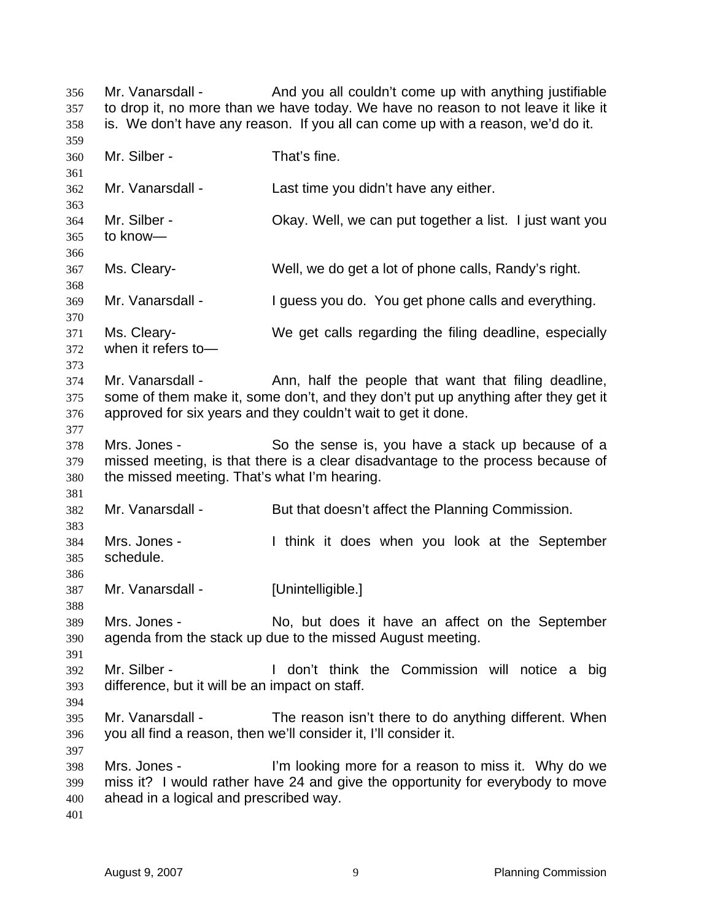Mr. Vanarsdall - And you all couldn't come up with anything justifiable to drop it, no more than we have today. We have no reason to not leave it like it is. We don't have any reason. If you all can come up with a reason, we'd do it.

Mr. Silber - That's fine.

Mr. Vanarsdall - Last time you didn't have any either.

Mr. Silber - Okay. Well, we can put together a list. I just want you to know—

Ms. Cleary- Well, we do get a lot of phone calls, Randy's right.

Mr. Vanarsdall - I guess you do. You get phone calls and everything.

Ms. Cleary- We get calls regarding the filing deadline, especially when it refers to—

Mr. Vanarsdall - Ann, half the people that want that filing deadline, some of them make it, some don't, and they don't put up anything after they get it approved for six years and they couldn't wait to get it done.

Mrs. Jones - So the sense is, you have a stack up because of a missed meeting, is that there is a clear disadvantage to the process because of the missed meeting. That's what I'm hearing.

Mr. Vanarsdall - But that doesn't affect the Planning Commission.

Mrs. Jones - I think it does when you look at the September schedule.

Mr. Vanarsdall - [Unintelligible.]

Mrs. Jones - No, but does it have an affect on the September agenda from the stack up due to the missed August meeting.

Mr. Silber - I don't think the Commission will notice a big difference, but it will be an impact on staff.

Mr. Vanarsdall - The reason isn't there to do anything different. When you all find a reason, then we'll consider it, I'll consider it.

Mrs. Jones - I'm looking more for a reason to miss it. Why do we miss it? I would rather have 24 and give the opportunity for everybody to move ahead in a logical and prescribed way.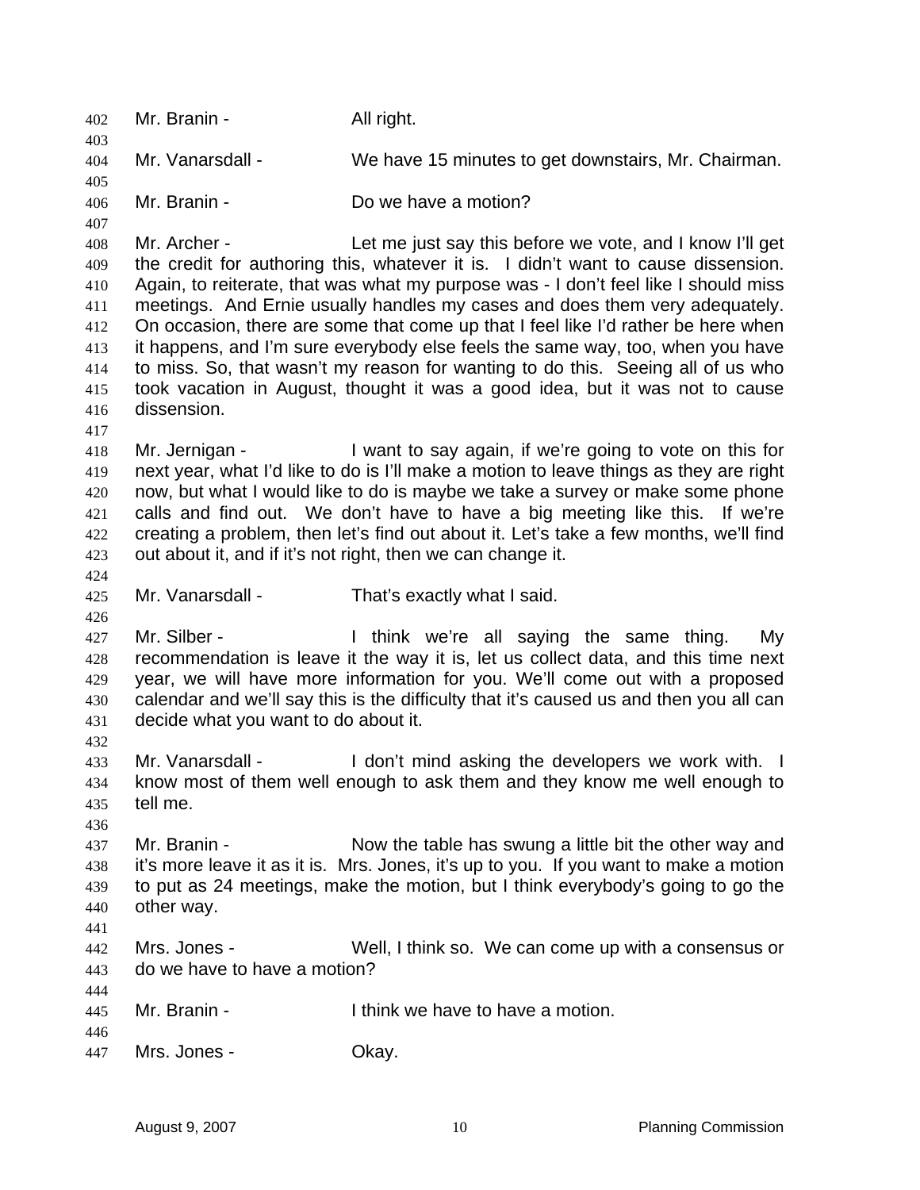Mr. Branin - All right.

Mr. Vanarsdall - We have 15 minutes to get downstairs, Mr. Chairman.

Mr. Branin - Do we have a motion?

Mr. Archer - Let me just say this before we vote, and I know I'll get the credit for authoring this, whatever it is. I didn't want to cause dissension. Again, to reiterate, that was what my purpose was - I don't feel like I should miss meetings. And Ernie usually handles my cases and does them very adequately. On occasion, there are some that come up that I feel like I'd rather be here when it happens, and I'm sure everybody else feels the same way, too, when you have to miss. So, that wasn't my reason for wanting to do this. Seeing all of us who took vacation in August, thought it was a good idea, but it was not to cause dissension.

Mr. Jernigan - I want to say again, if we're going to vote on this for next year, what I'd like to do is I'll make a motion to leave things as they are right now, but what I would like to do is maybe we take a survey or make some phone calls and find out. We don't have to have a big meeting like this. If we're creating a problem, then let's find out about it. Let's take a few months, we'll find out about it, and if it's not right, then we can change it.

Mr. Vanarsdall - That's exactly what I said.

Mr. Silber - I think we're all saying the same thing. My recommendation is leave it the way it is, let us collect data, and this time next year, we will have more information for you. We'll come out with a proposed calendar and we'll say this is the difficulty that it's caused us and then you all can decide what you want to do about it.

Mr. Vanarsdall - I don't mind asking the developers we work with. I know most of them well enough to ask them and they know me well enough to tell me.

Mr. Branin - Now the table has swung a little bit the other way and it's more leave it as it is. Mrs. Jones, it's up to you. If you want to make a motion to put as 24 meetings, make the motion, but I think everybody's going to go the other way.

Mrs. Jones - Well, I think so. We can come up with a consensus or do we have to have a motion?

Mr. Branin - I think we have to have a motion.

Mrs. Jones - Okay.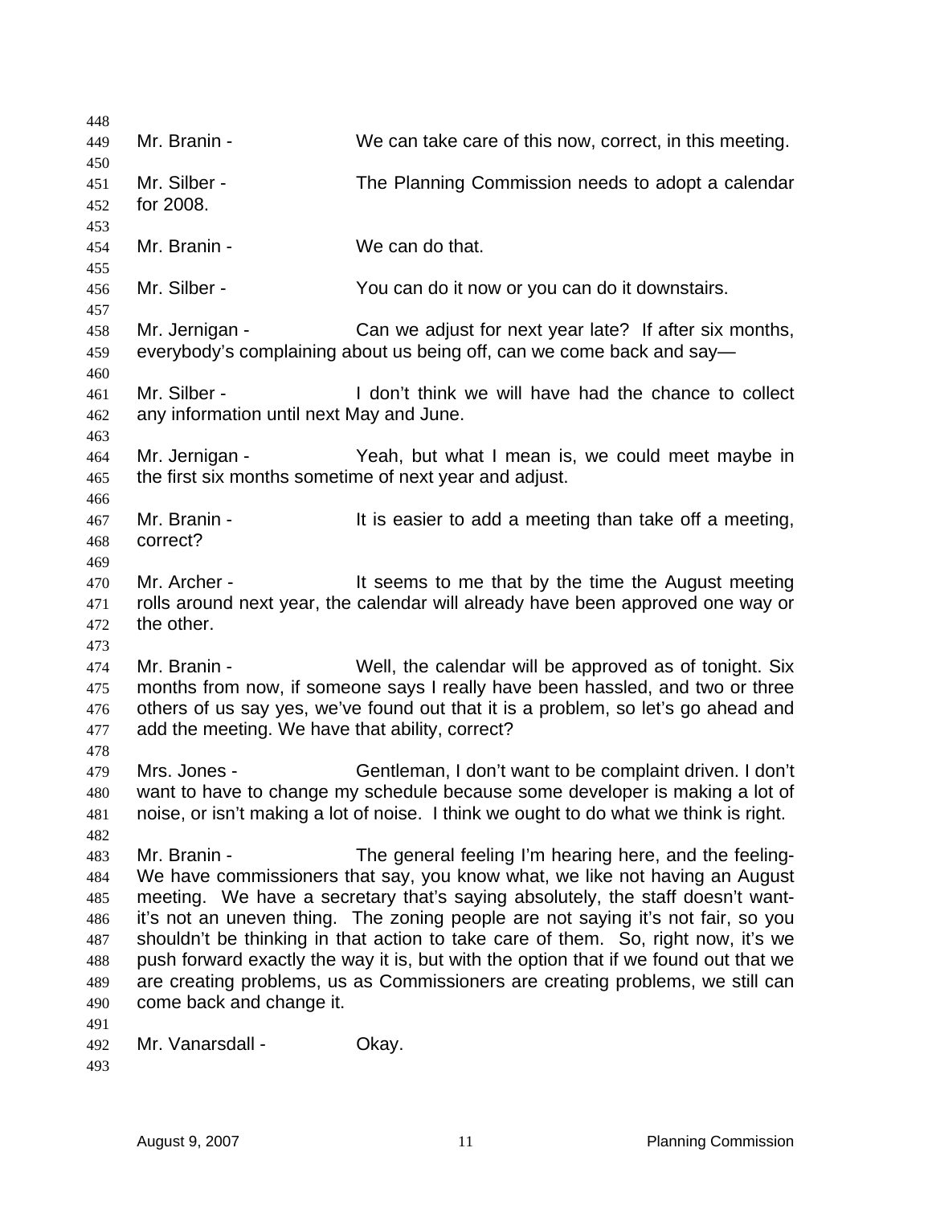Mr. Branin - We can take care of this now, correct, in this meeting.

Mr. Silber - The Planning Commission needs to adopt a calendar for 2008.

Mr. Branin - We can do that.

Mr. Silber - You can do it now or you can do it downstairs.

Mr. Jernigan - Can we adjust for next year late? If after six months, everybody's complaining about us being off, can we come back and say—

Mr. Silber - I don't think we will have had the chance to collect any information until next May and June.

Mr. Jernigan - Yeah, but what I mean is, we could meet maybe in the first six months sometime of next year and adjust.

Mr. Branin - It is easier to add a meeting than take off a meeting, correct?

Mr. Archer - It seems to me that by the time the August meeting rolls around next year, the calendar will already have been approved one way or the other.

Mr. Branin - Well, the calendar will be approved as of tonight. Six months from now, if someone says I really have been hassled, and two or three others of us say yes, we've found out that it is a problem, so let's go ahead and add the meeting. We have that ability, correct?

Mrs. Jones - Gentleman, I don't want to be complaint driven. I don't want to have to change my schedule because some developer is making a lot of noise, or isn't making a lot of noise. I think we ought to do what we think is right.

Mr. Branin - The general feeling I'm hearing here, and the feeling- We have commissioners that say, you know what, we like not having an August meeting. We have a secretary that's saying absolutely, the staff doesn't want- it's not an uneven thing. The zoning people are not saying it's not fair, so you shouldn't be thinking in that action to take care of them. So, right now, it's we push forward exactly the way it is, but with the option that if we found out that we are creating problems, us as Commissioners are creating problems, we still can come back and change it.

Mr. Vanarsdall - Okay.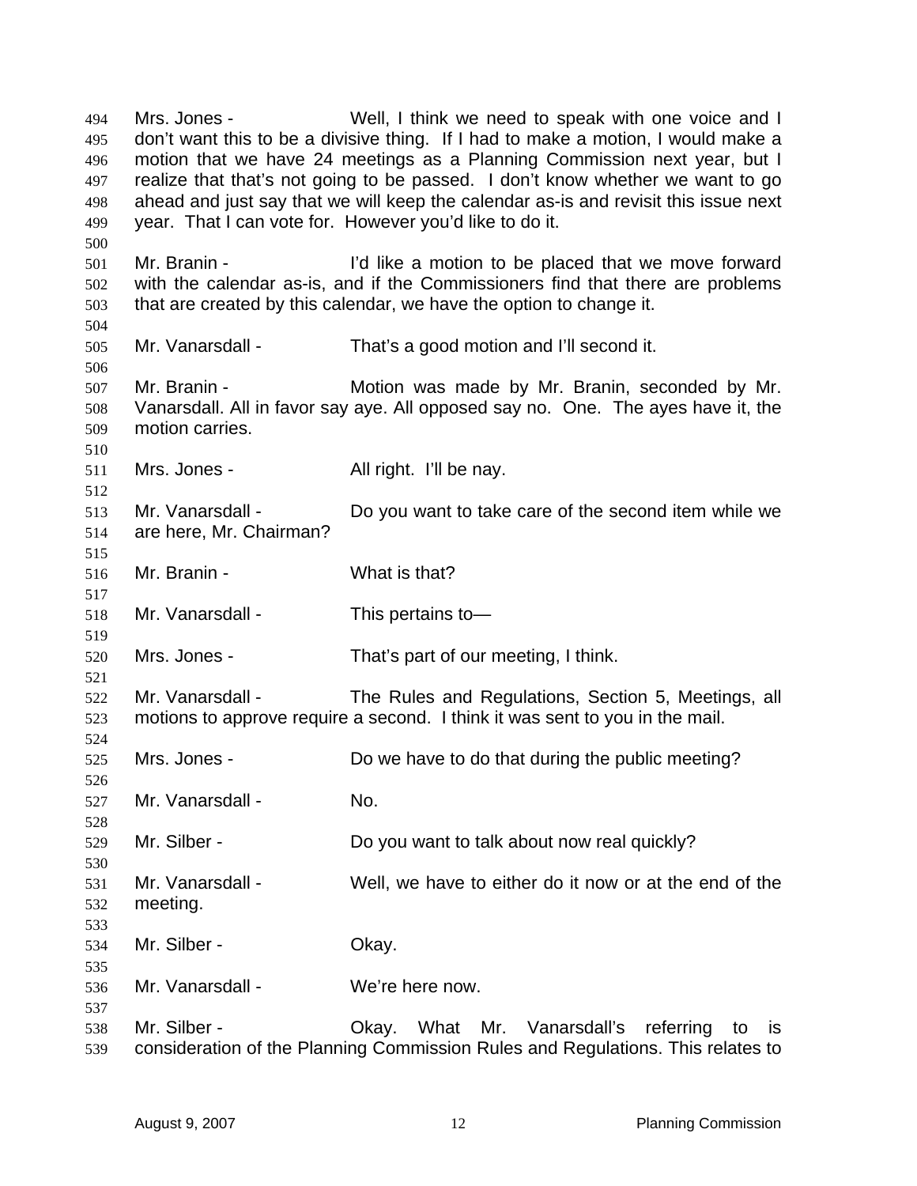Mrs. Jones - Well, I think we need to speak with one voice and I don't want this to be a divisive thing. If I had to make a motion, I would make a motion that we have 24 meetings as a Planning Commission next year, but I realize that that's not going to be passed. I don't know whether we want to go ahead and just say that we will keep the calendar as-is and revisit this issue next year. That I can vote for. However you'd like to do it.

Mr. Branin - I'd like a motion to be placed that we move forward with the calendar as-is, and if the Commissioners find that there are problems that are created by this calendar, we have the option to change it.

Mr. Vanarsdall - That's a good motion and I'll second it.

Mr. Branin - Motion was made by Mr. Branin, seconded by Mr. Vanarsdall. All in favor say aye. All opposed say no. One. The ayes have it, the motion carries.

Mrs. Jones - All right. I'll be nay.

Mr. Vanarsdall - Do you want to take care of the second item while we are here, Mr. Chairman?

Mr. Branin - What is that?

Mr. Vanarsdall - This pertains to—

Mrs. Jones - That's part of our meeting, I think.

Mr. Vanarsdall - The Rules and Regulations, Section 5, Meetings, all motions to approve require a second. I think it was sent to you in the mail.

Mrs. Jones - Do we have to do that during the public meeting?

Mr. Vanarsdall - No.

Mr. Silber - Do you want to talk about now real quickly?

Mr. Vanarsdall - Well, we have to either do it now or at the end of the meeting.

Mr. Silber - Okay.

Mr. Vanarsdall - We're here now.

Mr. Silber - Okay. What Mr. Vanarsdall's referring to is consideration of the Planning Commission Rules and Regulations. This relates to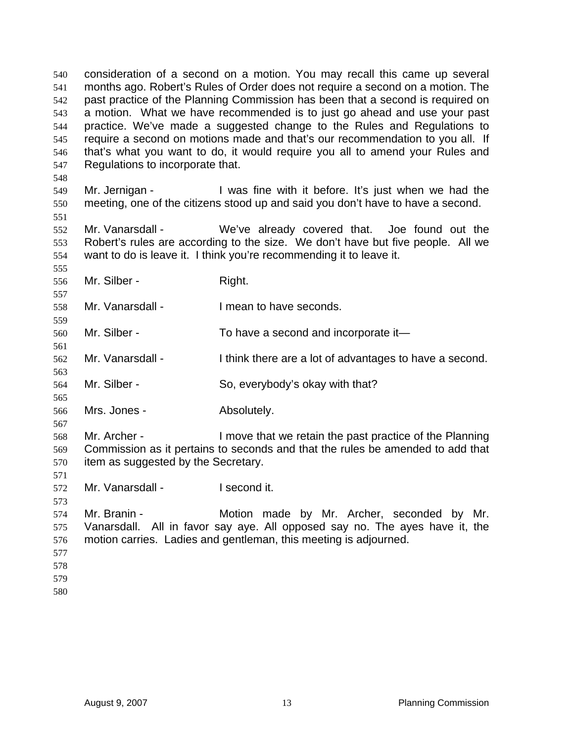consideration of a second on a motion. You may recall this came up several months ago. Robert's Rules of Order does not require a second on a motion. The past practice of the Planning Commission has been that a second is required on a motion. What we have recommended is to just go ahead and use your past practice. We've made a suggested change to the Rules and Regulations to require a second on motions made and that's our recommendation to you all. If that's what you want to do, it would require you all to amend your Rules and Regulations to incorporate that.

Mr. Jernigan - I was fine with it before. It's just when we had the meeting, one of the citizens stood up and said you don't have to have a second.

Mr. Vanarsdall - We've already covered that. Joe found out the Robert's rules are according to the size. We don't have but five people. All we want to do is leave it. I think you're recommending it to leave it.

Mr. Silber - Right.

Mr. Vanarsdall - I mean to have seconds.

Mr. Silber - To have a second and incorporate it—

Mr. Vanarsdall - I think there are a lot of advantages to have a second.

Mr. Silber - So, everybody's okay with that?

Mrs. Jones - Absolutely.

Mr. Archer - I move that we retain the past practice of the Planning Commission as it pertains to seconds and that the rules be amended to add that item as suggested by the Secretary.

Mr. Vanarsdall - I second it.

Mr. Branin - Motion made by Mr. Archer, seconded by Mr. Vanarsdall. All in favor say aye. All opposed say no. The ayes have it, the motion carries. Ladies and gentleman, this meeting is adjourned.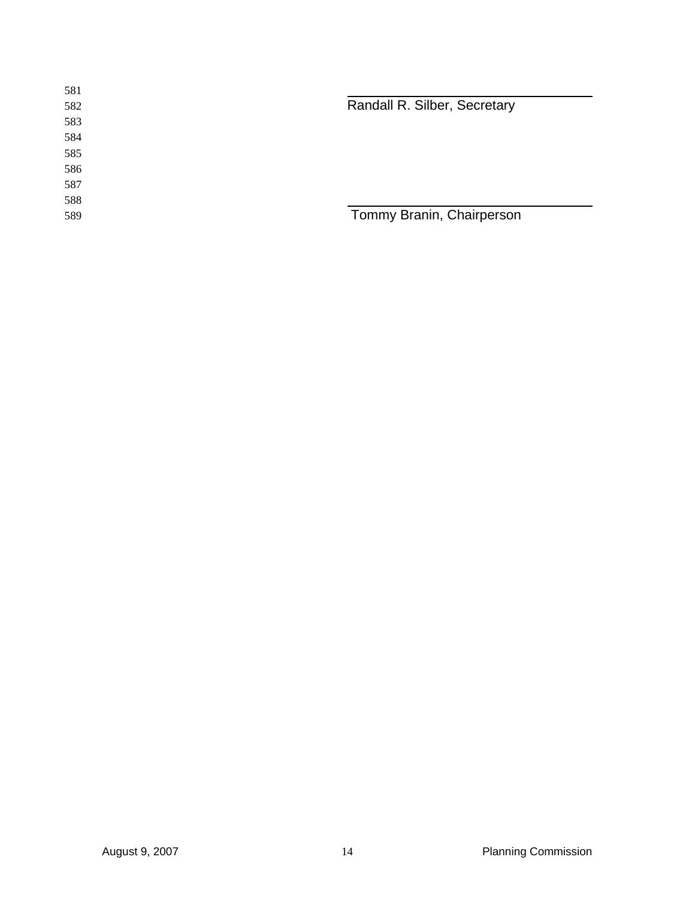\_\_\_\_\_\_\_\_\_\_\_\_\_\_\_\_\_\_\_\_\_\_\_\_\_\_\_\_\_\_\_\_\_\_\_\_

Randall R. Silber, Secretary

\_\_\_\_\_\_\_\_\_\_\_\_\_\_\_\_\_\_\_\_\_\_\_\_\_\_\_\_\_\_\_\_\_\_\_\_

Tommy Branin, Chairperson